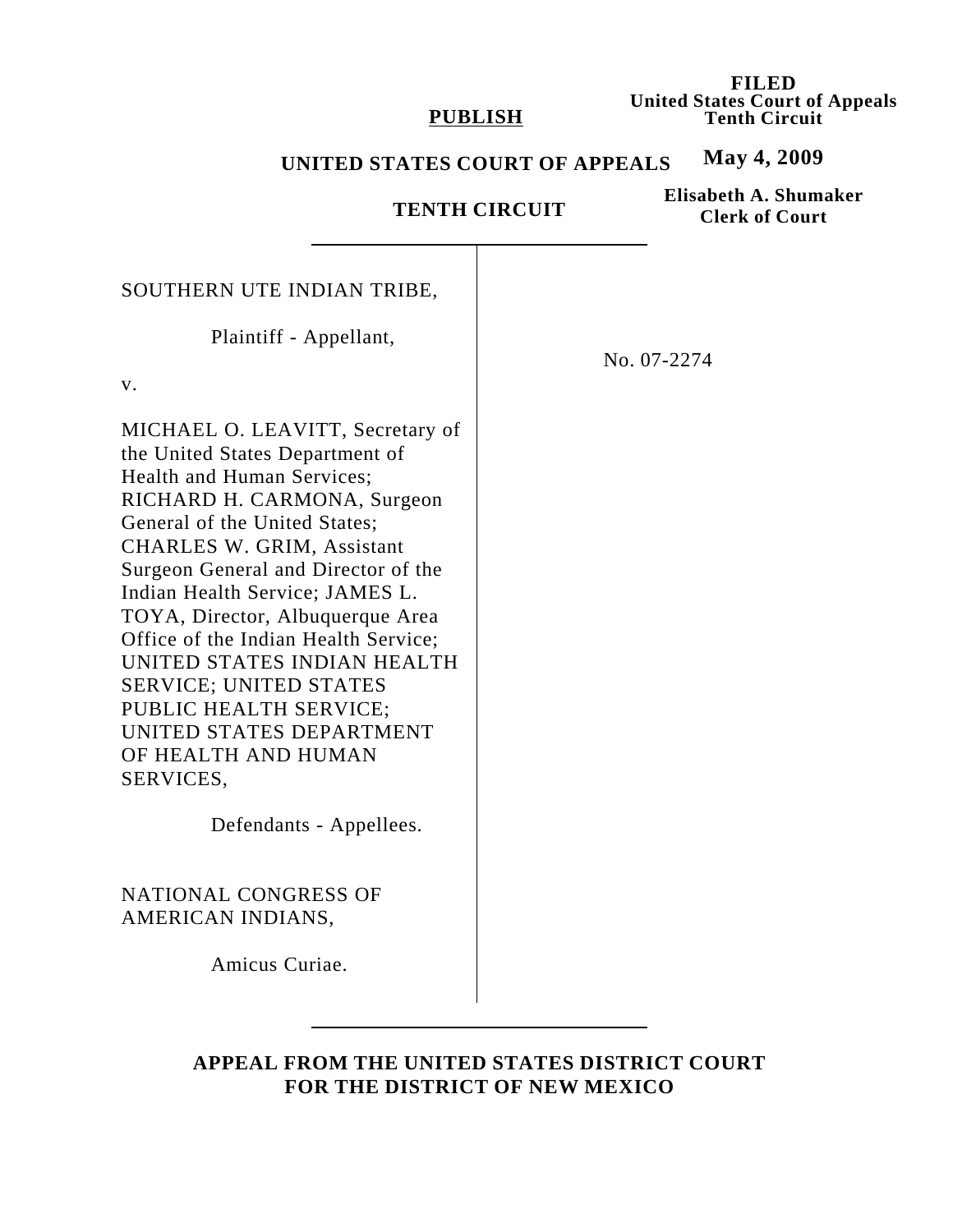FILED
**United States Court of Appeals**
**Tenth Circuit**

**May 4, 2009**

**Elisabeth A. Shumaker**
**Clerk of Court**

**PUBLISH**

**UNITED STATES COURT OF APPEALS**

**TENTH CIRCUIT**

SOUTHERN UTE INDIAN TRIBE,

Plaintiff - Appellant,

v.

MICHAEL O. LEAVITT, Secretary of the United States Department of Health and Human Services; RICHARD H. CARMONA, Surgeon General of the United States; CHARLES W. GRIM, Assistant Surgeon General and Director of the Indian Health Service; JAMES L. TOYA, Director, Albuquerque Area Office of the Indian Health Service; UNITED STATES INDIAN HEALTH SERVICE; UNITED STATES PUBLIC HEALTH SERVICE; UNITED STATES DEPARTMENT OF HEALTH AND HUMAN SERVICES,

Defendants - Appellees.

NATIONAL CONGRESS OF AMERICAN INDIANS,

Amicus Curiae.

No. 07-2274

**APPEAL FROM THE UNITED STATES DISTRICT COURT FOR THE DISTRICT OF NEW MEXICO**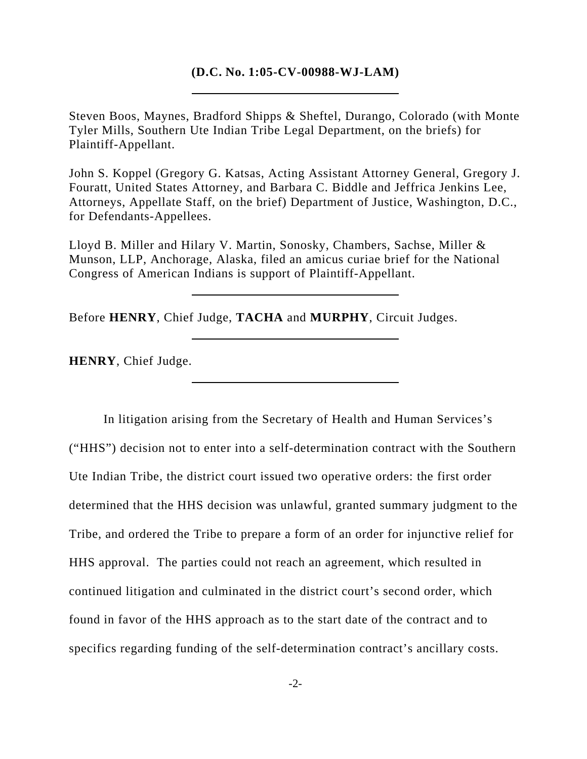**(D.C. No. 1:05-CV-00988-WJ-LAM)**

---

Steven Boos, Maynes, Bradford Shipps & Sheftel, Durango, Colorado (with Monte Tyler Mills, Southern Ute Indian Tribe Legal Department, on the briefs) for Plaintiff-Appellant.

John S. Koppel (Gregory G. Katsas, Acting Assistant Attorney General, Gregory J. Fouratt, United States Attorney, and Barbara C. Biddle and Jeffrica Jenkins Lee, Attorneys, Appellate Staff, on the brief) Department of Justice, Washington, D.C., for Defendants-Appellees.

Lloyd B. Miller and Hilary V. Martin, Sonosky, Chambers, Sachse, Miller & Munson, LLP, Anchorage, Alaska, filed an amicus curiae brief for the National Congress of American Indians is support of Plaintiff-Appellant.

---

Before **HENRY**, Chief Judge, **TACHA** and **MURPHY**, Circuit Judges.

---

**HENRY**, Chief Judge.

---

In litigation arising from the Secretary of Health and Human Services's ("HHS") decision not to enter into a self-determination contract with the Southern Ute Indian Tribe, the district court issued two operative orders: the first order determined that the HHS decision was unlawful, granted summary judgment to the Tribe, and ordered the Tribe to prepare a form of an order for injunctive relief for HHS approval. The parties could not reach an agreement, which resulted in continued litigation and culminated in the district court's second order, which found in favor of the HHS approach as to the start date of the contract and to specifics regarding funding of the self-determination contract's ancillary costs.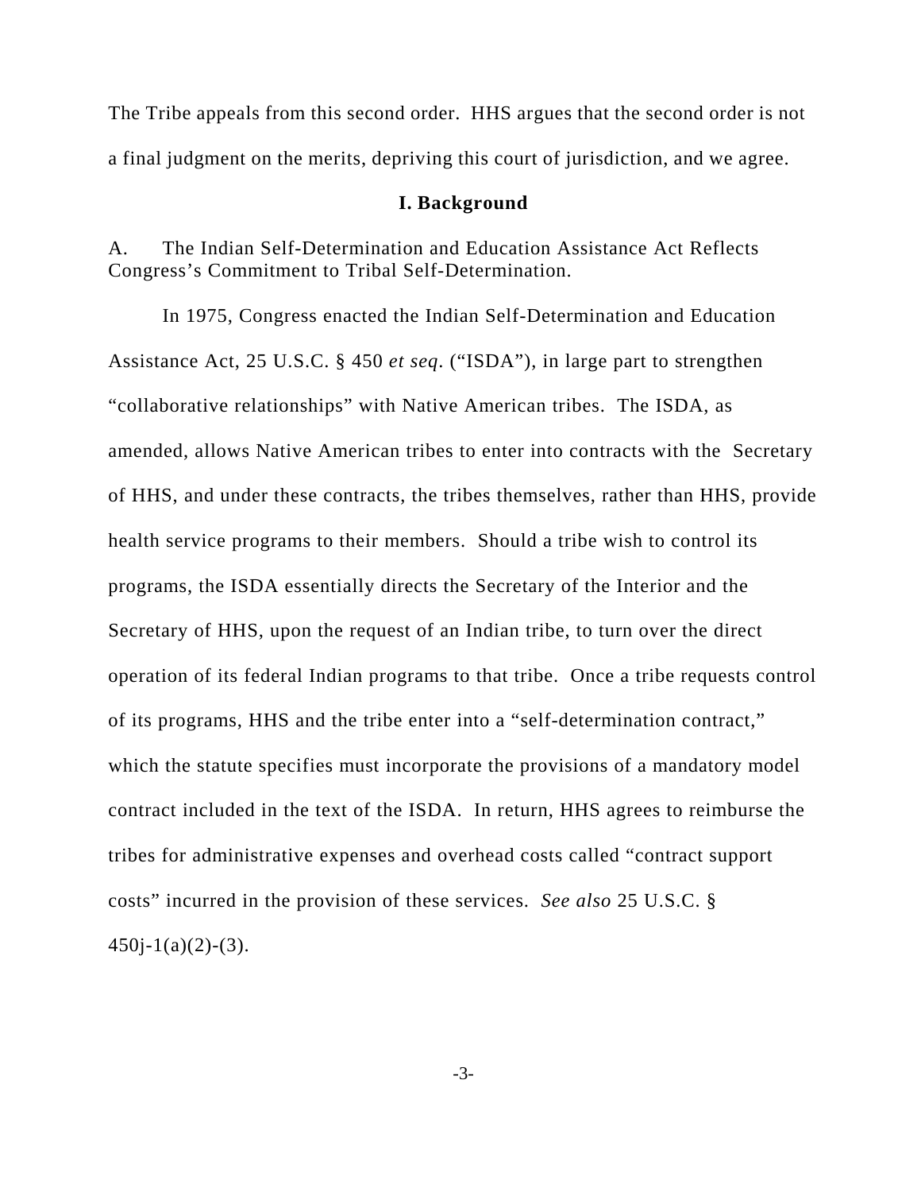The Tribe appeals from this second order. HHS argues that the second order is not a final judgment on the merits, depriving this court of jurisdiction, and we agree.

## I. Background

A. The Indian Self-Determination and Education Assistance Act Reflects Congress's Commitment to Tribal Self-Determination.

In 1975, Congress enacted the Indian Self-Determination and Education Assistance Act, 25 U.S.C. § 450 *et seq*. ("ISDA"), in large part to strengthen "collaborative relationships" with Native American tribes. The ISDA, as amended, allows Native American tribes to enter into contracts with the Secretary of HHS, and under these contracts, the tribes themselves, rather than HHS, provide health service programs to their members. Should a tribe wish to control its programs, the ISDA essentially directs the Secretary of the Interior and the Secretary of HHS, upon the request of an Indian tribe, to turn over the direct operation of its federal Indian programs to that tribe. Once a tribe requests control of its programs, HHS and the tribe enter into a "self-determination contract," which the statute specifies must incorporate the provisions of a mandatory model contract included in the text of the ISDA. In return, HHS agrees to reimburse the tribes for administrative expenses and overhead costs called "contract support costs" incurred in the provision of these services. *See also* 25 U.S.C. § 450j-1(a)(2)-(3).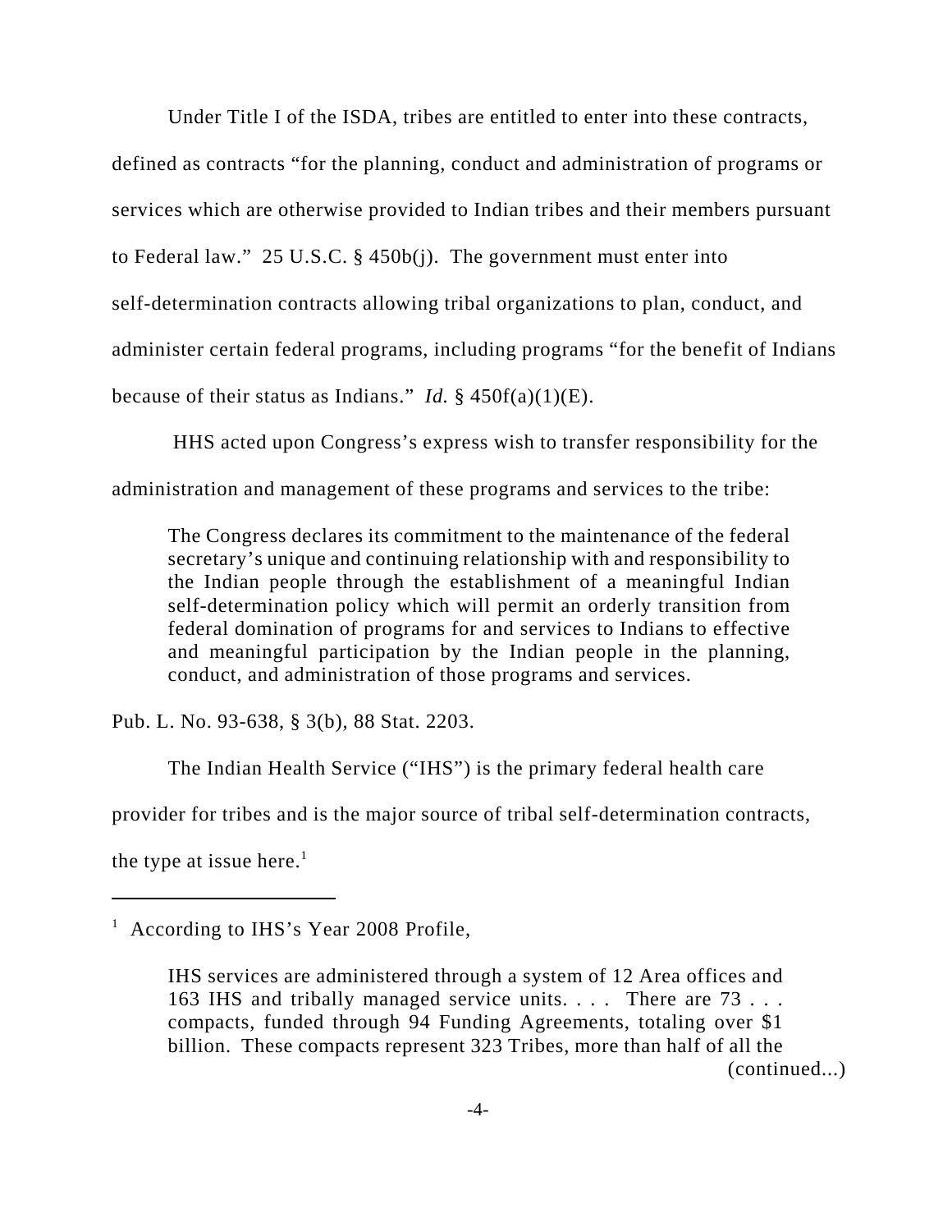Under Title I of the ISDA, tribes are entitled to enter into these contracts, defined as contracts "for the planning, conduct and administration of programs or services which are otherwise provided to Indian tribes and their members pursuant to Federal law." 25 U.S.C. § 450b(j). The government must enter into self-determination contracts allowing tribal organizations to plan, conduct, and administer certain federal programs, including programs "for the benefit of Indians because of their status as Indians." *Id.* § 450f(a)(1)(E).

HHS acted upon Congress's express wish to transfer responsibility for the administration and management of these programs and services to the tribe:

> The Congress declares its commitment to the maintenance of the federal secretary's unique and continuing relationship with and responsibility to the Indian people through the establishment of a meaningful Indian self-determination policy which will permit an orderly transition from federal domination of programs for and services to Indians to effective and meaningful participation by the Indian people in the planning, conduct, and administration of those programs and services.

Pub. L. No. 93-638, § 3(b), 88 Stat. 2203.

The Indian Health Service ("IHS") is the primary federal health care provider for tribes and is the major source of tribal self-determination contracts, the type at issue here.[1]

---

[1] According to IHS's Year 2008 Profile,

> IHS services are administered through a system of 12 Area offices and 163 IHS and tribally managed service units. . . . There are 73 . . . compacts, funded through 94 Funding Agreements, totaling over $1 billion. These compacts represent 323 Tribes, more than half of all the (continued...)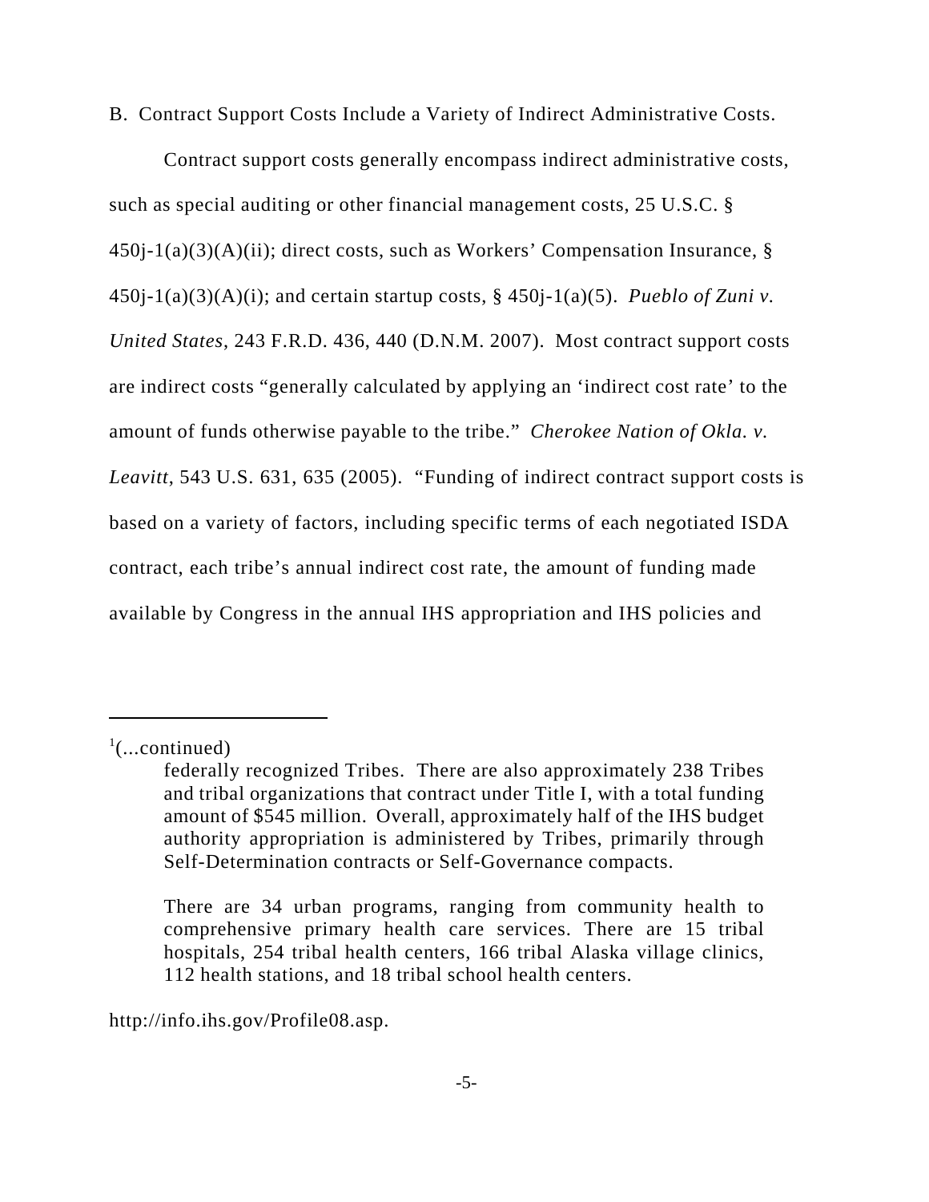B. Contract Support Costs Include a Variety of Indirect Administrative Costs.

Contract support costs generally encompass indirect administrative costs, such as special auditing or other financial management costs, 25 U.S.C. § 450j-1(a)(3)(A)(ii); direct costs, such as Workers' Compensation Insurance, § 450j-1(a)(3)(A)(i); and certain startup costs, § 450j-1(a)(5). *Pueblo of Zuni v. United States*, 243 F.R.D. 436, 440 (D.N.M. 2007). Most contract support costs are indirect costs "generally calculated by applying an 'indirect cost rate' to the amount of funds otherwise payable to the tribe." *Cherokee Nation of Okla. v. Leavitt*, 543 U.S. 631, 635 (2005). "Funding of indirect contract support costs is based on a variety of factors, including specific terms of each negotiated ISDA contract, each tribe's annual indirect cost rate, the amount of funding made available by Congress in the annual IHS appropriation and IHS policies and

---

[1](...continued)

> federally recognized Tribes. There are also approximately 238 Tribes and tribal organizations that contract under Title I, with a total funding amount of $545 million. Overall, approximately half of the IHS budget authority appropriation is administered by Tribes, primarily through Self-Determination contracts or Self-Governance compacts.
>
> There are 34 urban programs, ranging from community health to comprehensive primary health care services. There are 15 tribal hospitals, 254 tribal health centers, 166 tribal Alaska village clinics, 112 health stations, and 18 tribal school health centers.

http://info.ihs.gov/Profile08.asp.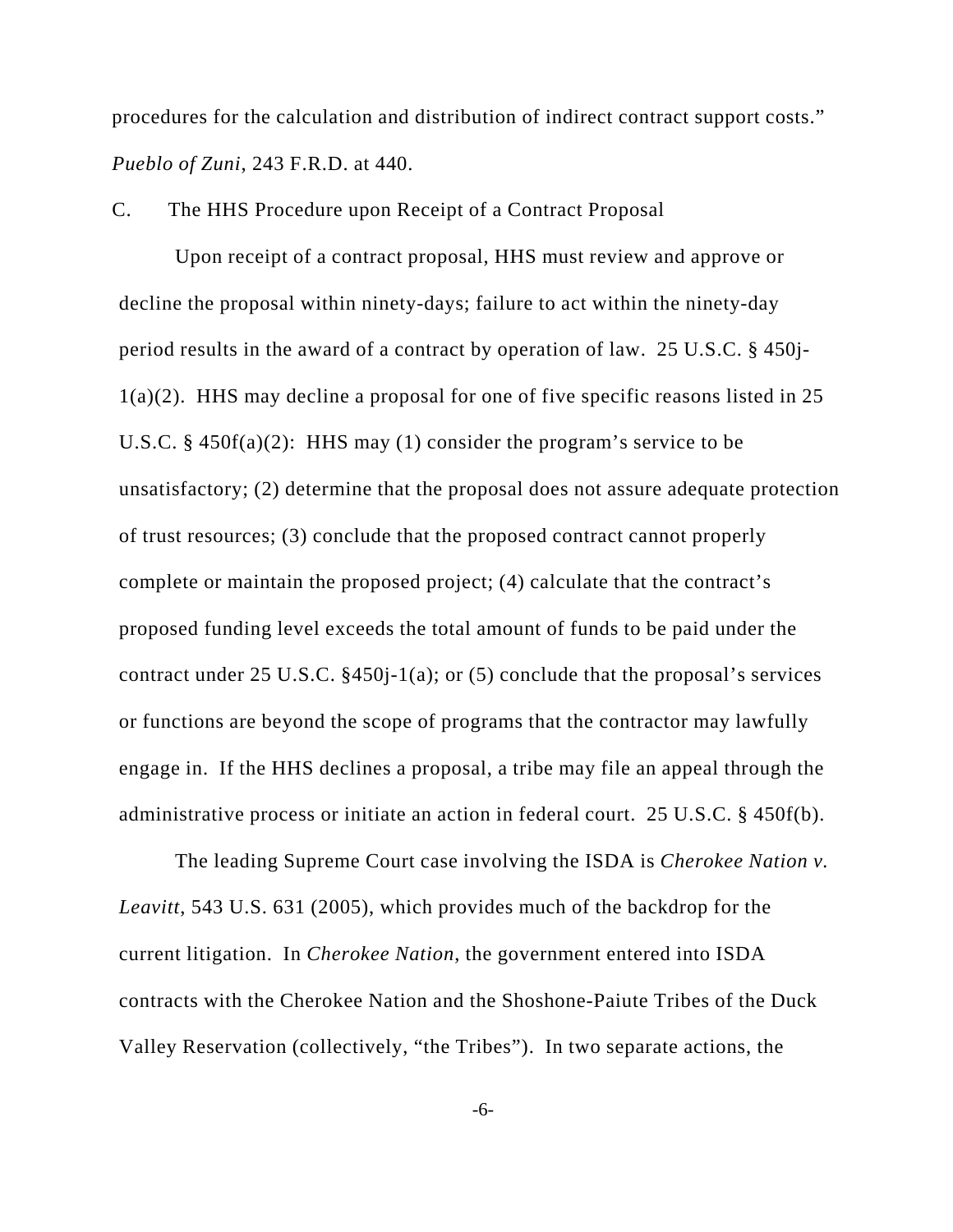procedures for the calculation and distribution of indirect contract support costs." *Pueblo of Zuni*, 243 F.R.D. at 440.

C. The HHS Procedure upon Receipt of a Contract Proposal

Upon receipt of a contract proposal, HHS must review and approve or decline the proposal within ninety-days; failure to act within the ninety-day period results in the award of a contract by operation of law. 25 U.S.C. § 450j-1(a)(2). HHS may decline a proposal for one of five specific reasons listed in 25 U.S.C. § 450f(a)(2): HHS may (1) consider the program's service to be unsatisfactory; (2) determine that the proposal does not assure adequate protection of trust resources; (3) conclude that the proposed contract cannot properly complete or maintain the proposed project; (4) calculate that the contract's proposed funding level exceeds the total amount of funds to be paid under the contract under 25 U.S.C. §450j-1(a); or (5) conclude that the proposal's services or functions are beyond the scope of programs that the contractor may lawfully engage in. If the HHS declines a proposal, a tribe may file an appeal through the administrative process or initiate an action in federal court. 25 U.S.C. § 450f(b).

The leading Supreme Court case involving the ISDA is *Cherokee Nation v. Leavitt*, 543 U.S. 631 (2005), which provides much of the backdrop for the current litigation. In *Cherokee Nation*, the government entered into ISDA contracts with the Cherokee Nation and the Shoshone-Paiute Tribes of the Duck Valley Reservation (collectively, "the Tribes"). In two separate actions, the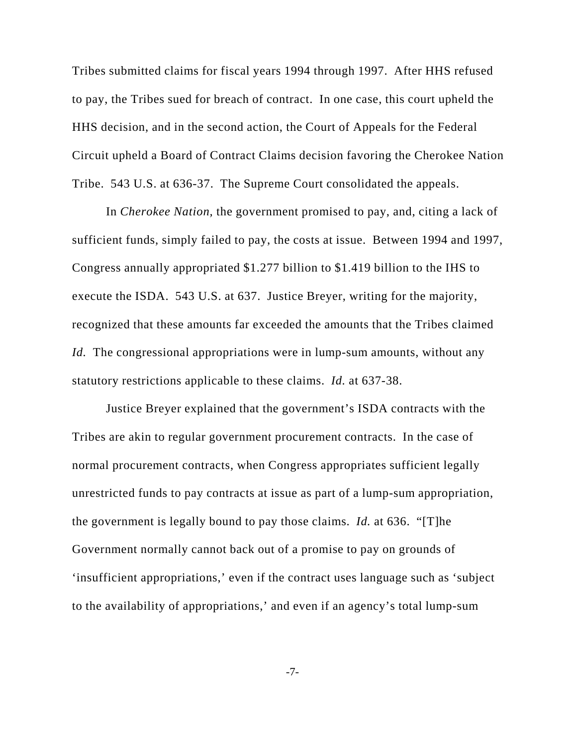Tribes submitted claims for fiscal years 1994 through 1997. After HHS refused to pay, the Tribes sued for breach of contract. In one case, this court upheld the HHS decision, and in the second action, the Court of Appeals for the Federal Circuit upheld a Board of Contract Claims decision favoring the Cherokee Nation Tribe. 543 U.S. at 636-37. The Supreme Court consolidated the appeals.

In *Cherokee Nation,* the government promised to pay, and, citing a lack of sufficient funds, simply failed to pay, the costs at issue. Between 1994 and 1997, Congress annually appropriated $1.277 billion to $1.419 billion to the IHS to execute the ISDA. 543 U.S. at 637. Justice Breyer, writing for the majority, recognized that these amounts far exceeded the amounts that the Tribes claimed *Id.* The congressional appropriations were in lump-sum amounts, without any statutory restrictions applicable to these claims. *Id.* at 637-38.

Justice Breyer explained that the government's ISDA contracts with the Tribes are akin to regular government procurement contracts. In the case of normal procurement contracts, when Congress appropriates sufficient legally unrestricted funds to pay contracts at issue as part of a lump-sum appropriation, the government is legally bound to pay those claims. *Id.* at 636. "[T]he Government normally cannot back out of a promise to pay on grounds of 'insufficient appropriations,' even if the contract uses language such as 'subject to the availability of appropriations,' and even if an agency's total lump-sum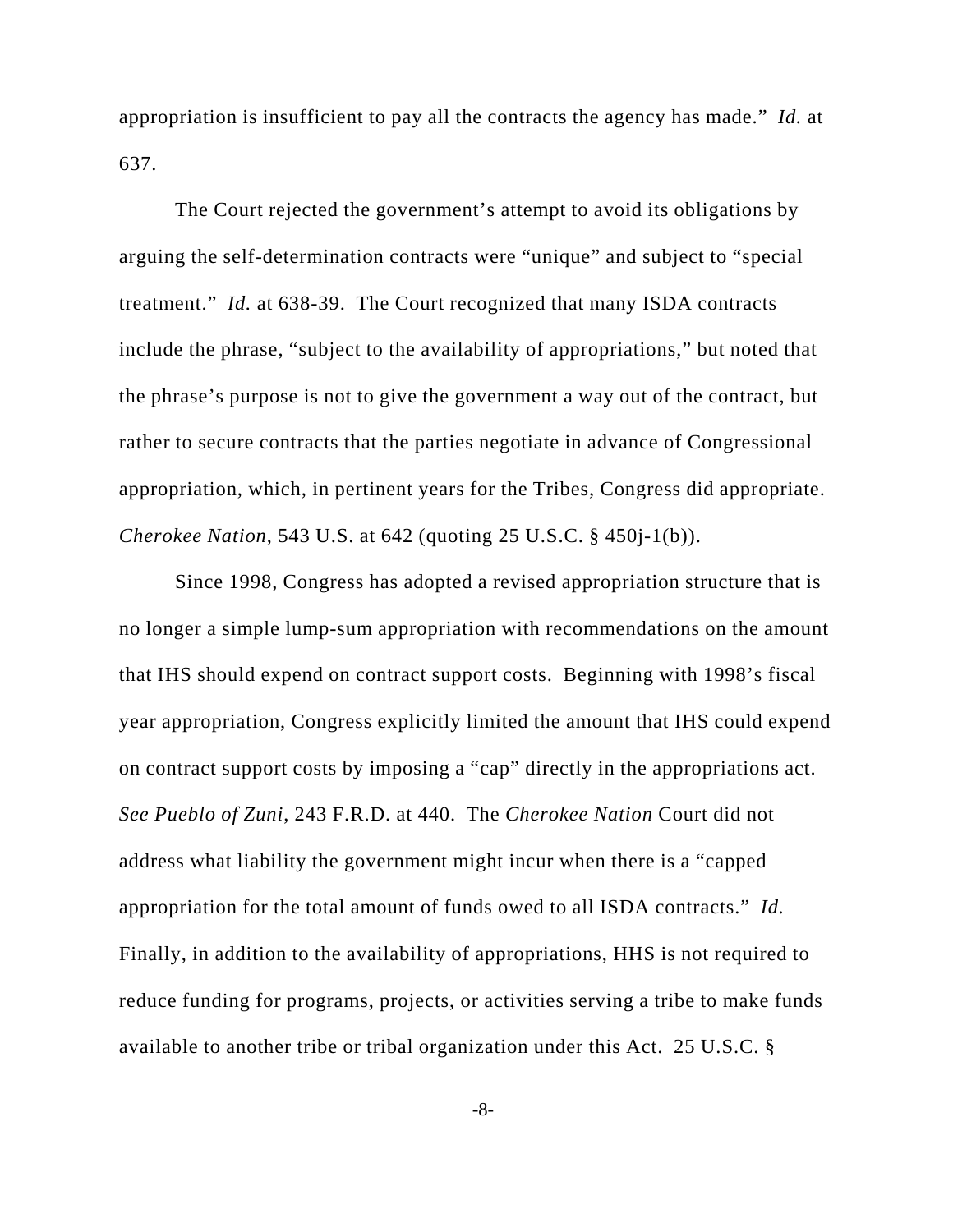appropriation is insufficient to pay all the contracts the agency has made." *Id.* at 637.

The Court rejected the government's attempt to avoid its obligations by arguing the self-determination contracts were "unique" and subject to "special treatment." *Id.* at 638-39. The Court recognized that many ISDA contracts include the phrase, "subject to the availability of appropriations," but noted that the phrase's purpose is not to give the government a way out of the contract, but rather to secure contracts that the parties negotiate in advance of Congressional appropriation, which, in pertinent years for the Tribes, Congress did appropriate. *Cherokee Nation*, 543 U.S. at 642 (quoting 25 U.S.C. § 450j-1(b)).

Since 1998, Congress has adopted a revised appropriation structure that is no longer a simple lump-sum appropriation with recommendations on the amount that IHS should expend on contract support costs. Beginning with 1998's fiscal year appropriation, Congress explicitly limited the amount that IHS could expend on contract support costs by imposing a "cap" directly in the appropriations act. *See Pueblo of Zuni*, 243 F.R.D. at 440. The *Cherokee Nation* Court did not address what liability the government might incur when there is a "capped appropriation for the total amount of funds owed to all ISDA contracts." *Id.* Finally, in addition to the availability of appropriations, HHS is not required to reduce funding for programs, projects, or activities serving a tribe to make funds available to another tribe or tribal organization under this Act. 25 U.S.C. §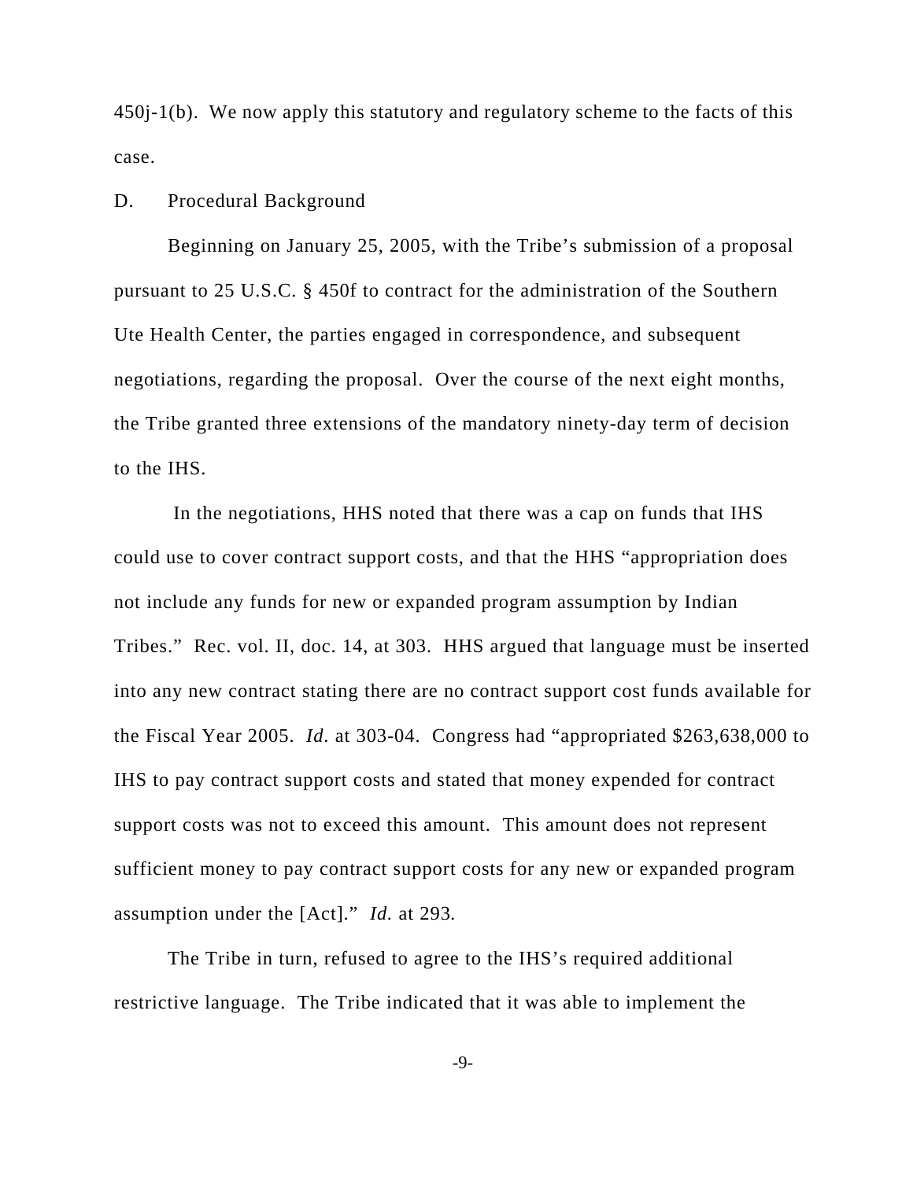450j-1(b). We now apply this statutory and regulatory scheme to the facts of this case.

D. Procedural Background

Beginning on January 25, 2005, with the Tribe's submission of a proposal pursuant to 25 U.S.C. § 450f to contract for the administration of the Southern Ute Health Center, the parties engaged in correspondence, and subsequent negotiations, regarding the proposal. Over the course of the next eight months, the Tribe granted three extensions of the mandatory ninety-day term of decision to the IHS.

In the negotiations, HHS noted that there was a cap on funds that IHS could use to cover contract support costs, and that the HHS "appropriation does not include any funds for new or expanded program assumption by Indian Tribes." Rec. vol. II, doc. 14, at 303. HHS argued that language must be inserted into any new contract stating there are no contract support cost funds available for the Fiscal Year 2005. *Id.* at 303-04. Congress had "appropriated $263,638,000 to IHS to pay contract support costs and stated that money expended for contract support costs was not to exceed this amount. This amount does not represent sufficient money to pay contract support costs for any new or expanded program assumption under the [Act]." *Id.* at 293.

The Tribe in turn, refused to agree to the IHS's required additional restrictive language. The Tribe indicated that it was able to implement the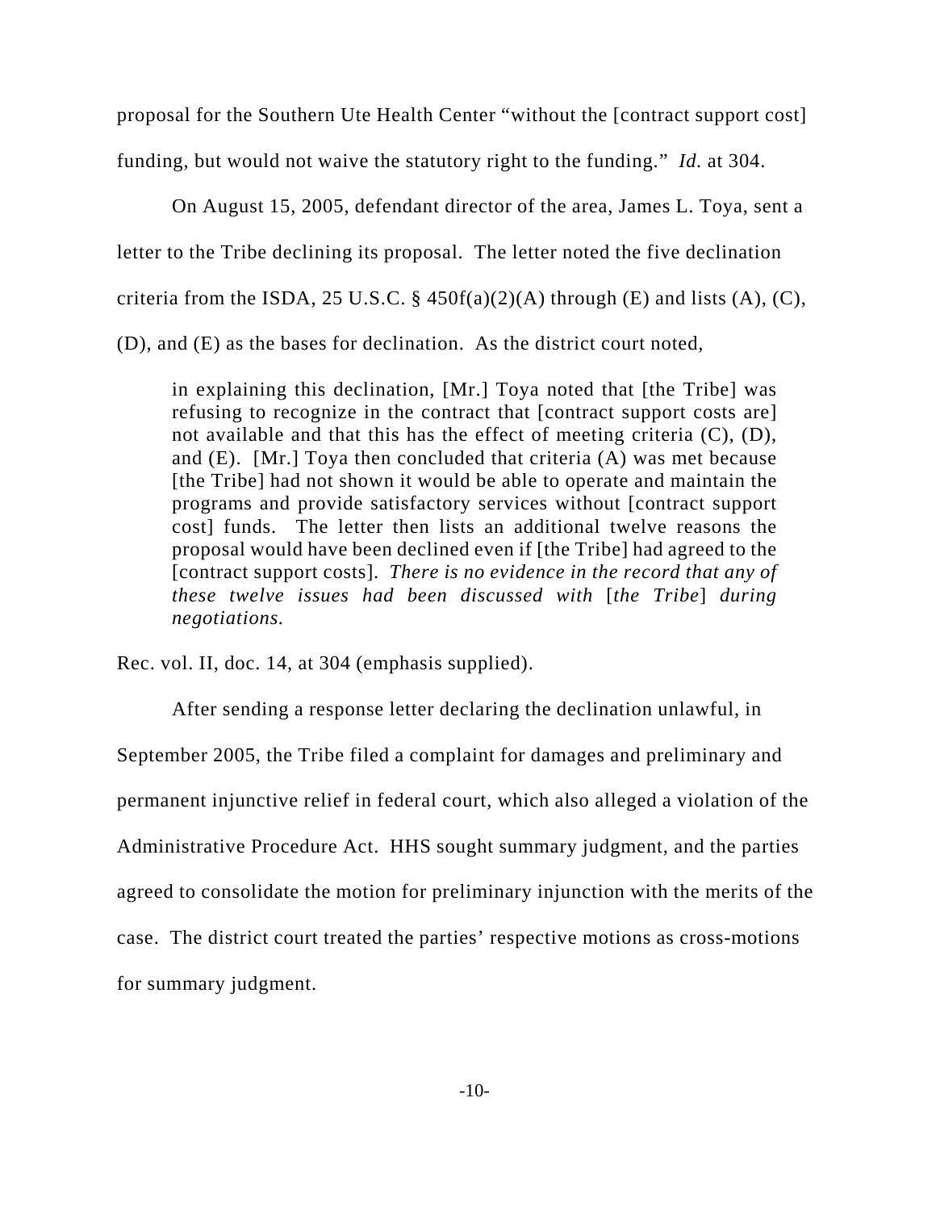proposal for the Southern Ute Health Center "without the [contract support cost] funding, but would not waive the statutory right to the funding." *Id.* at 304.

On August 15, 2005, defendant director of the area, James L. Toya, sent a letter to the Tribe declining its proposal. The letter noted the five declination criteria from the ISDA, 25 U.S.C. § 450f(a)(2)(A) through (E) and lists (A), (C), (D), and (E) as the bases for declination. As the district court noted,

> in explaining this declination, [Mr.] Toya noted that [the Tribe] was refusing to recognize in the contract that [contract support costs are] not available and that this has the effect of meeting criteria (C), (D), and (E). [Mr.] Toya then concluded that criteria (A) was met because [the Tribe] had not shown it would be able to operate and maintain the programs and provide satisfactory services without [contract support cost] funds. The letter then lists an additional twelve reasons the proposal would have been declined even if [the Tribe] had agreed to the [contract support costs]. *There is no evidence in the record that any of these twelve issues had been discussed with* [*the Tribe*] *during negotiations.*

Rec. vol. II, doc. 14, at 304 (emphasis supplied).

After sending a response letter declaring the declination unlawful, in September 2005, the Tribe filed a complaint for damages and preliminary and permanent injunctive relief in federal court, which also alleged a violation of the Administrative Procedure Act. HHS sought summary judgment, and the parties agreed to consolidate the motion for preliminary injunction with the merits of the case. The district court treated the parties' respective motions as cross-motions for summary judgment.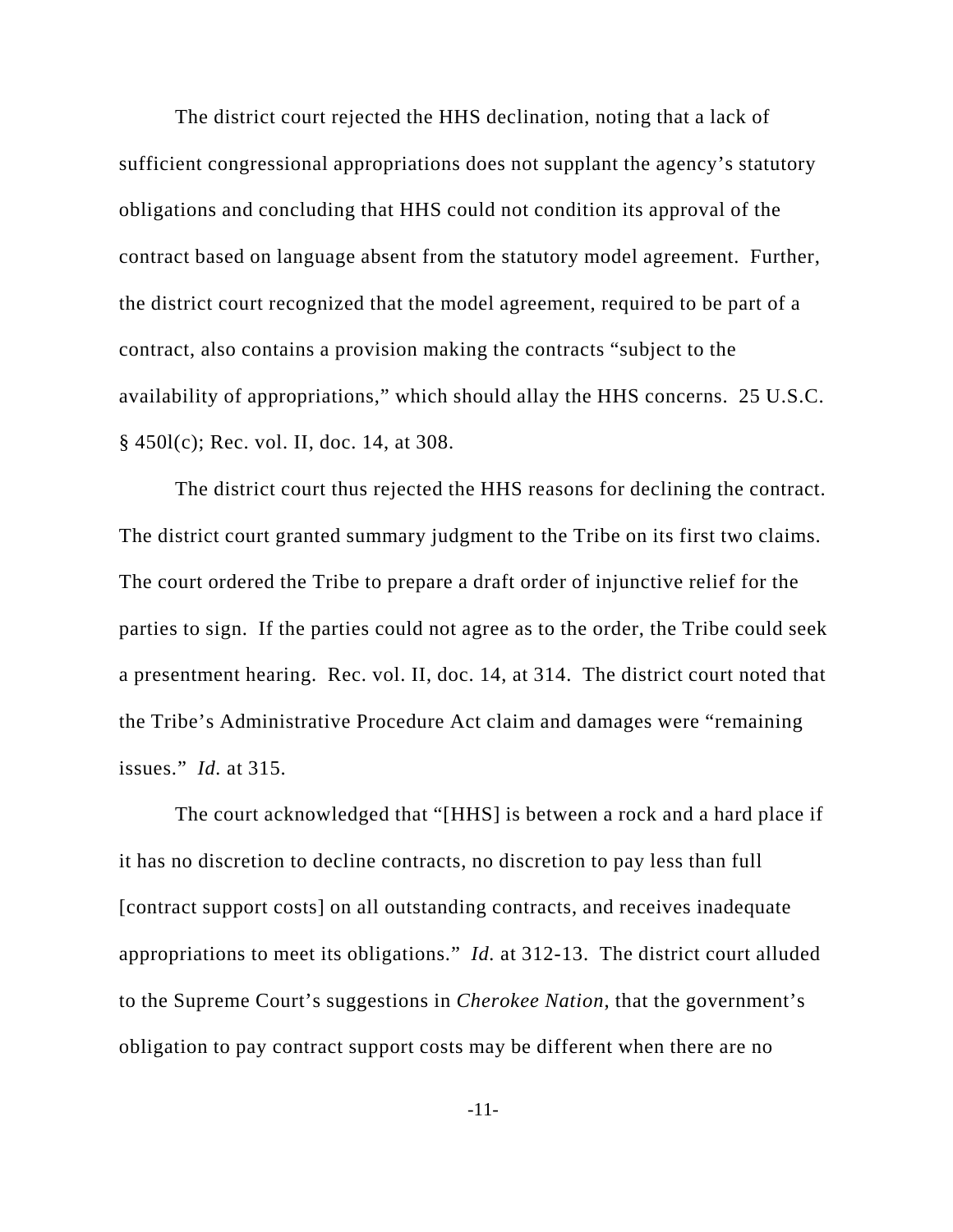The district court rejected the HHS declination, noting that a lack of sufficient congressional appropriations does not supplant the agency's statutory obligations and concluding that HHS could not condition its approval of the contract based on language absent from the statutory model agreement. Further, the district court recognized that the model agreement, required to be part of a contract, also contains a provision making the contracts "subject to the availability of appropriations," which should allay the HHS concerns. 25 U.S.C. § 450l(c); Rec. vol. II, doc. 14, at 308.

The district court thus rejected the HHS reasons for declining the contract. The district court granted summary judgment to the Tribe on its first two claims. The court ordered the Tribe to prepare a draft order of injunctive relief for the parties to sign. If the parties could not agree as to the order, the Tribe could seek a presentment hearing. Rec. vol. II, doc. 14, at 314. The district court noted that the Tribe's Administrative Procedure Act claim and damages were "remaining issues." *Id.* at 315.

The court acknowledged that "[HHS] is between a rock and a hard place if it has no discretion to decline contracts, no discretion to pay less than full [contract support costs] on all outstanding contracts, and receives inadequate appropriations to meet its obligations." *Id.* at 312-13. The district court alluded to the Supreme Court's suggestions in *Cherokee Nation*, that the government's obligation to pay contract support costs may be different when there are no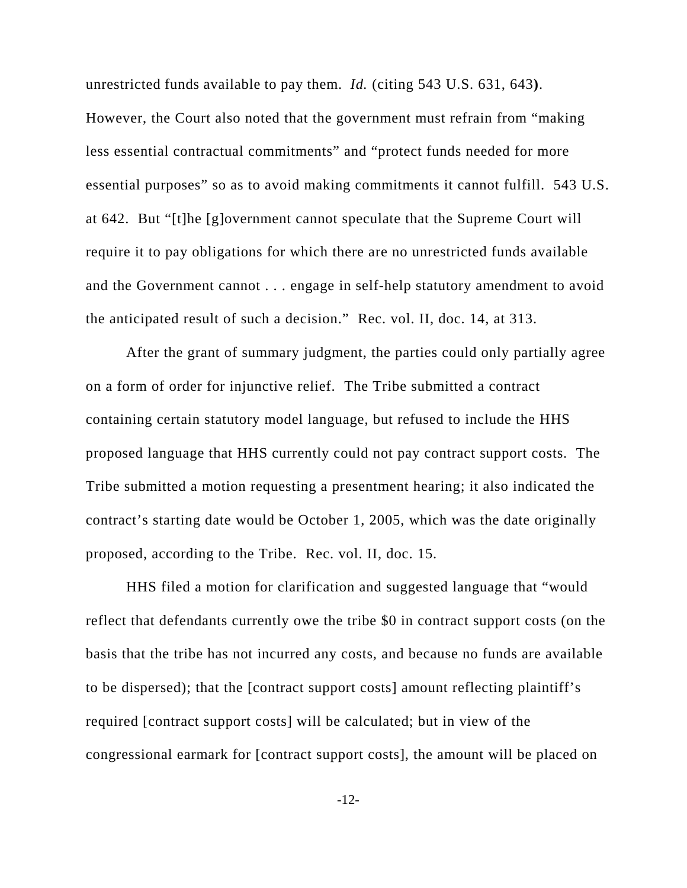unrestricted funds available to pay them. *Id.* (citing 543 U.S. 631, 643). However, the Court also noted that the government must refrain from "making less essential contractual commitments" and "protect funds needed for more essential purposes" so as to avoid making commitments it cannot fulfill. 543 U.S. at 642. But "[t]he [g]overnment cannot speculate that the Supreme Court will require it to pay obligations for which there are no unrestricted funds available and the Government cannot . . . engage in self-help statutory amendment to avoid the anticipated result of such a decision." Rec. vol. II, doc. 14, at 313.

After the grant of summary judgment, the parties could only partially agree on a form of order for injunctive relief. The Tribe submitted a contract containing certain statutory model language, but refused to include the HHS proposed language that HHS currently could not pay contract support costs. The Tribe submitted a motion requesting a presentment hearing; it also indicated the contract's starting date would be October 1, 2005, which was the date originally proposed, according to the Tribe. Rec. vol. II, doc. 15.

HHS filed a motion for clarification and suggested language that "would reflect that defendants currently owe the tribe $0 in contract support costs (on the basis that the tribe has not incurred any costs, and because no funds are available to be dispersed); that the [contract support costs] amount reflecting plaintiff's required [contract support costs] will be calculated; but in view of the congressional earmark for [contract support costs], the amount will be placed on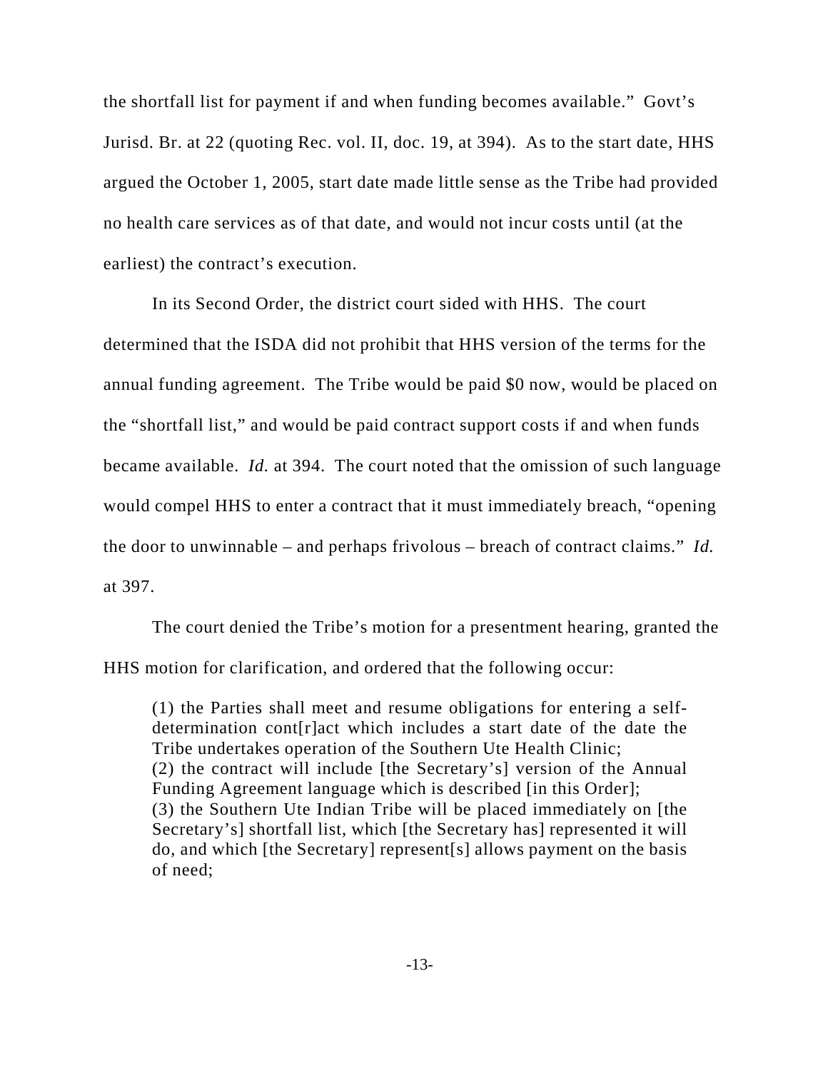the shortfall list for payment if and when funding becomes available." Govt's Jurisd. Br. at 22 (quoting Rec. vol. II, doc. 19, at 394). As to the start date, HHS argued the October 1, 2005, start date made little sense as the Tribe had provided no health care services as of that date, and would not incur costs until (at the earliest) the contract's execution.

In its Second Order, the district court sided with HHS. The court determined that the ISDA did not prohibit that HHS version of the terms for the annual funding agreement. The Tribe would be paid $0 now, would be placed on the "shortfall list," and would be paid contract support costs if and when funds became available. *Id.* at 394. The court noted that the omission of such language would compel HHS to enter a contract that it must immediately breach, "opening the door to unwinnable – and perhaps frivolous – breach of contract claims." *Id.* at 397.

The court denied the Tribe's motion for a presentment hearing, granted the HHS motion for clarification, and ordered that the following occur:

> (1) the Parties shall meet and resume obligations for entering a self-determination cont[r]act which includes a start date of the date the Tribe undertakes operation of the Southern Ute Health Clinic;
> (2) the contract will include [the Secretary's] version of the Annual Funding Agreement language which is described [in this Order];
> (3) the Southern Ute Indian Tribe will be placed immediately on [the Secretary's] shortfall list, which [the Secretary has] represented it will do, and which [the Secretary] represent[s] allows payment on the basis of need;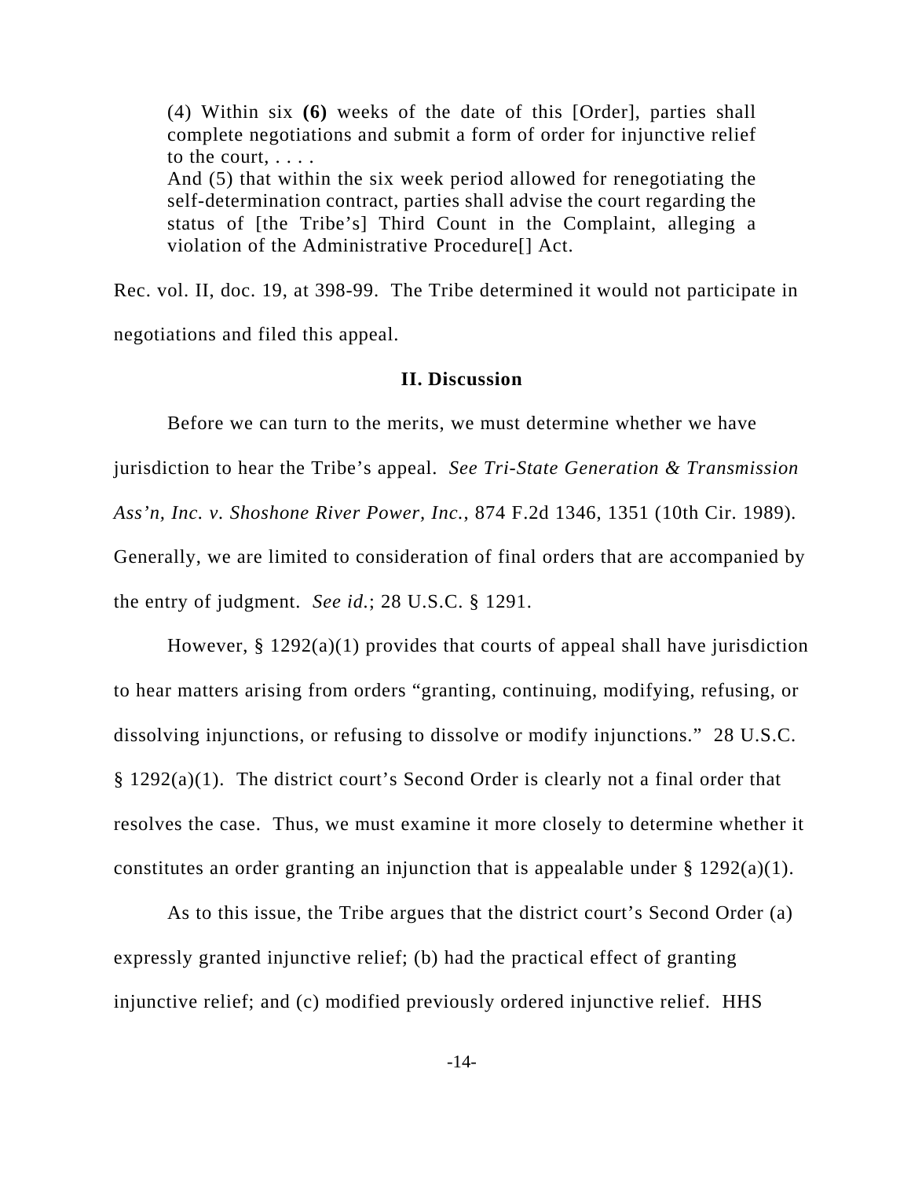> (4) Within six **(6)** weeks of the date of this [Order], parties shall complete negotiations and submit a form of order for injunctive relief to the court, . . . .
> And (5) that within the six week period allowed for renegotiating the self-determination contract, parties shall advise the court regarding the status of [the Tribe's] Third Count in the Complaint, alleging a violation of the Administrative Procedure[] Act.

Rec. vol. II, doc. 19, at 398-99. The Tribe determined it would not participate in negotiations and filed this appeal.

## II. Discussion

Before we can turn to the merits, we must determine whether we have jurisdiction to hear the Tribe's appeal. *See Tri-State Generation & Transmission Ass'n, Inc. v. Shoshone River Power, Inc.*, 874 F.2d 1346, 1351 (10th Cir. 1989). Generally, we are limited to consideration of final orders that are accompanied by the entry of judgment. *See id.*; 28 U.S.C. § 1291.

However, § 1292(a)(1) provides that courts of appeal shall have jurisdiction to hear matters arising from orders "granting, continuing, modifying, refusing, or dissolving injunctions, or refusing to dissolve or modify injunctions." 28 U.S.C. § 1292(a)(1). The district court's Second Order is clearly not a final order that resolves the case. Thus, we must examine it more closely to determine whether it constitutes an order granting an injunction that is appealable under § 1292(a)(1).

As to this issue, the Tribe argues that the district court's Second Order (a) expressly granted injunctive relief; (b) had the practical effect of granting injunctive relief; and (c) modified previously ordered injunctive relief. HHS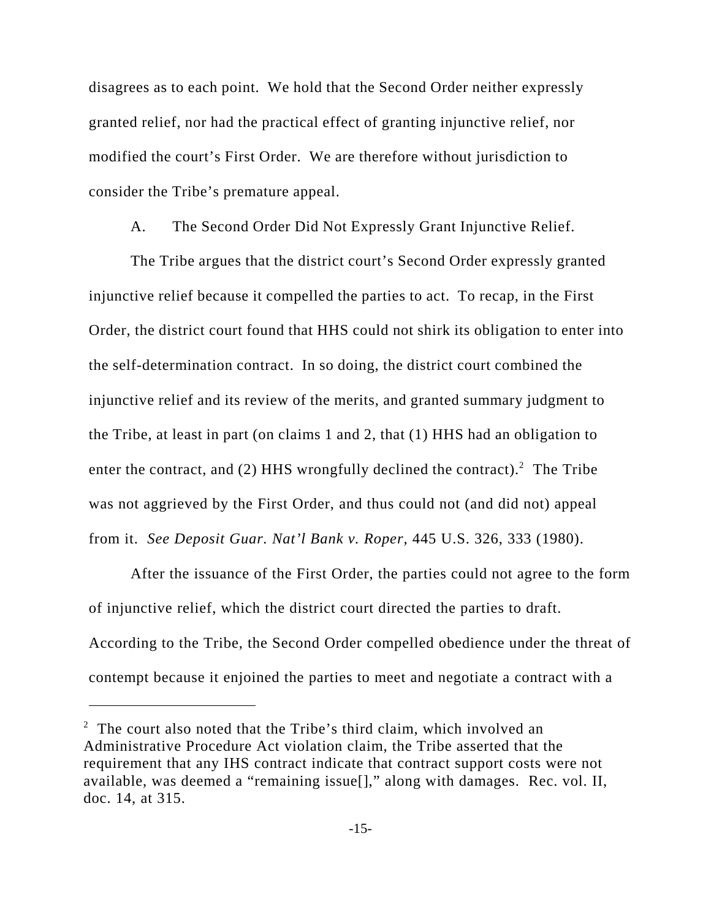disagrees as to each point. We hold that the Second Order neither expressly granted relief, nor had the practical effect of granting injunctive relief, nor modified the court's First Order. We are therefore without jurisdiction to consider the Tribe's premature appeal.

A. The Second Order Did Not Expressly Grant Injunctive Relief.

The Tribe argues that the district court's Second Order expressly granted injunctive relief because it compelled the parties to act. To recap, in the First Order, the district court found that HHS could not shirk its obligation to enter into the self-determination contract. In so doing, the district court combined the injunctive relief and its review of the merits, and granted summary judgment to the Tribe, at least in part (on claims 1 and 2, that (1) HHS had an obligation to enter the contract, and (2) HHS wrongfully declined the contract).[2] The Tribe was not aggrieved by the First Order, and thus could not (and did not) appeal from it. *See Deposit Guar. Nat'l Bank v. Roper*, 445 U.S. 326, 333 (1980).

After the issuance of the First Order, the parties could not agree to the form of injunctive relief, which the district court directed the parties to draft. According to the Tribe, the Second Order compelled obedience under the threat of contempt because it enjoined the parties to meet and negotiate a contract with a

---

[2] The court also noted that the Tribe's third claim, which involved an Administrative Procedure Act violation claim, the Tribe asserted that the requirement that any IHS contract indicate that contract support costs were not available, was deemed a "remaining issue[]," along with damages. Rec. vol. II, doc. 14, at 315.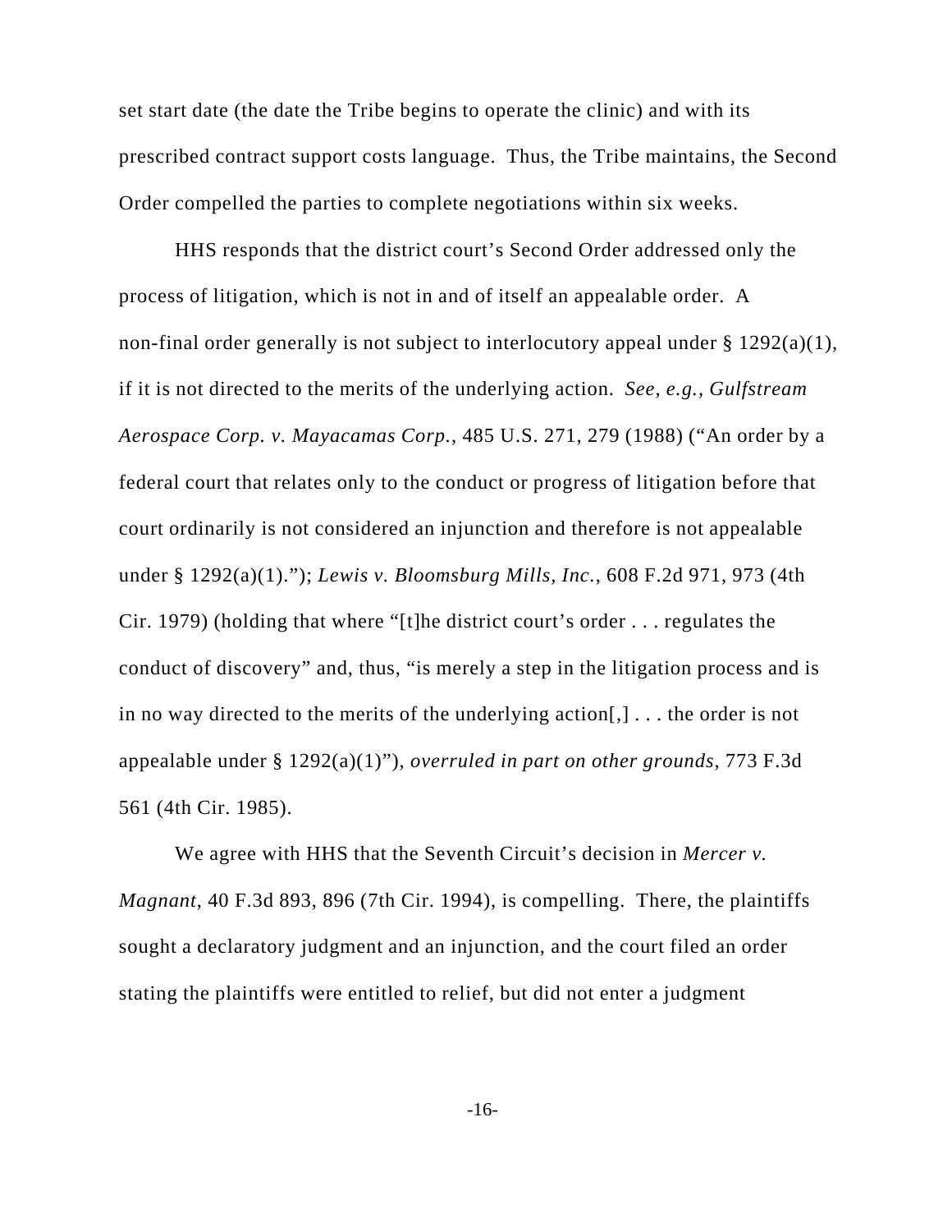set start date (the date the Tribe begins to operate the clinic) and with its prescribed contract support costs language. Thus, the Tribe maintains, the Second Order compelled the parties to complete negotiations within six weeks.

HHS responds that the district court's Second Order addressed only the process of litigation, which is not in and of itself an appealable order. A non-final order generally is not subject to interlocutory appeal under § 1292(a)(1), if it is not directed to the merits of the underlying action. *See, e.g.*, *Gulfstream Aerospace Corp. v. Mayacamas Corp.*, 485 U.S. 271, 279 (1988) ("An order by a federal court that relates only to the conduct or progress of litigation before that court ordinarily is not considered an injunction and therefore is not appealable under § 1292(a)(1)."); *Lewis v. Bloomsburg Mills, Inc.*, 608 F.2d 971, 973 (4th Cir. 1979) (holding that where "[t]he district court's order . . . regulates the conduct of discovery" and, thus, "is merely a step in the litigation process and is in no way directed to the merits of the underlying action[,] . . . the order is not appealable under § 1292(a)(1)"), *overruled in part on other grounds*, 773 F.3d 561 (4th Cir. 1985).

We agree with HHS that the Seventh Circuit's decision in *Mercer v. Magnant*, 40 F.3d 893, 896 (7th Cir. 1994), is compelling. There, the plaintiffs sought a declaratory judgment and an injunction, and the court filed an order stating the plaintiffs were entitled to relief, but did not enter a judgment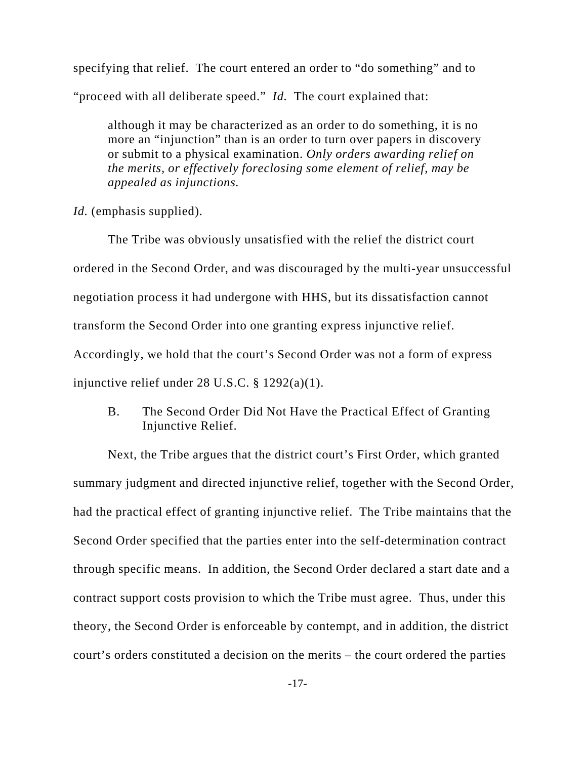specifying that relief. The court entered an order to "do something" and to "proceed with all deliberate speed." *Id.* The court explained that:

> although it may be characterized as an order to do something, it is no more an "injunction" than is an order to turn over papers in discovery or submit to a physical examination. *Only orders awarding relief on the merits, or effectively foreclosing some element of relief, may be appealed as injunctions.*

*Id.* (emphasis supplied).

The Tribe was obviously unsatisfied with the relief the district court ordered in the Second Order, and was discouraged by the multi-year unsuccessful negotiation process it had undergone with HHS, but its dissatisfaction cannot transform the Second Order into one granting express injunctive relief. Accordingly, we hold that the court's Second Order was not a form of express injunctive relief under 28 U.S.C. § 1292(a)(1).

### B. The Second Order Did Not Have the Practical Effect of Granting Injunctive Relief.

Next, the Tribe argues that the district court's First Order, which granted summary judgment and directed injunctive relief, together with the Second Order, had the practical effect of granting injunctive relief. The Tribe maintains that the Second Order specified that the parties enter into the self-determination contract through specific means. In addition, the Second Order declared a start date and a contract support costs provision to which the Tribe must agree. Thus, under this theory, the Second Order is enforceable by contempt, and in addition, the district court's orders constituted a decision on the merits – the court ordered the parties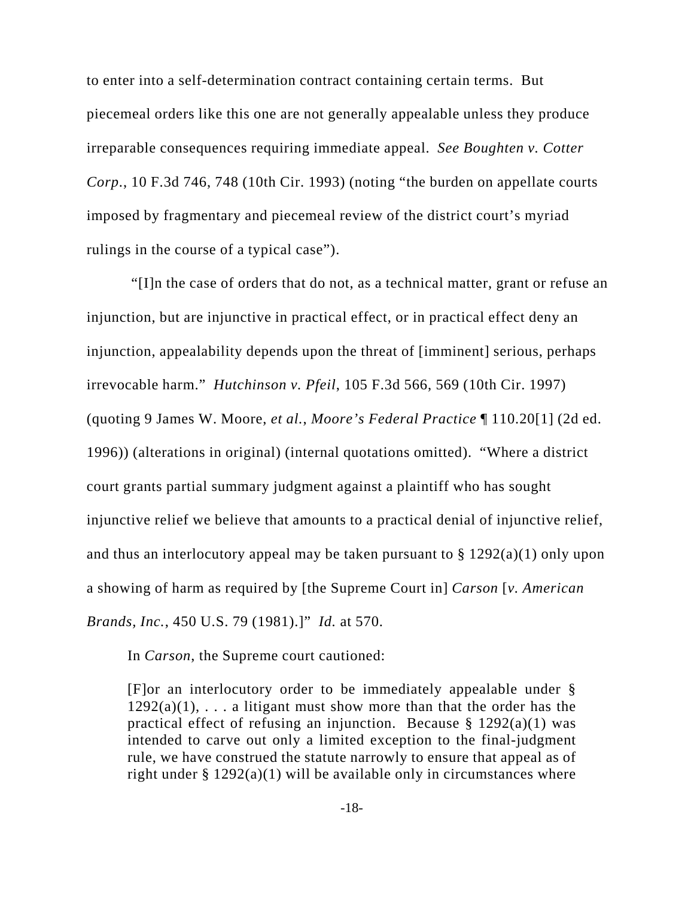to enter into a self-determination contract containing certain terms. But piecemeal orders like this one are not generally appealable unless they produce irreparable consequences requiring immediate appeal. *See Boughten v. Cotter Corp.*, 10 F.3d 746, 748 (10th Cir. 1993) (noting "the burden on appellate courts imposed by fragmentary and piecemeal review of the district court's myriad rulings in the course of a typical case").

"[I]n the case of orders that do not, as a technical matter, grant or refuse an injunction, but are injunctive in practical effect, or in practical effect deny an injunction, appealability depends upon the threat of [imminent] serious, perhaps irrevocable harm." *Hutchinson v. Pfeil*, 105 F.3d 566, 569 (10th Cir. 1997) (quoting 9 James W. Moore, *et al.*, *Moore's Federal Practice* ¶ 110.20[1] (2d ed. 1996)) (alterations in original) (internal quotations omitted). "Where a district court grants partial summary judgment against a plaintiff who has sought injunctive relief we believe that amounts to a practical denial of injunctive relief, and thus an interlocutory appeal may be taken pursuant to § 1292(a)(1) only upon a showing of harm as required by [the Supreme Court in] *Carson* [*v. American Brands, Inc.*, 450 U.S. 79 (1981).]" *Id.* at 570.

In *Carson*, the Supreme court cautioned:

> [F]or an interlocutory order to be immediately appealable under § 1292(a)(1), . . . a litigant must show more than that the order has the practical effect of refusing an injunction. Because § 1292(a)(1) was intended to carve out only a limited exception to the final-judgment rule, we have construed the statute narrowly to ensure that appeal as of right under § 1292(a)(1) will be available only in circumstances where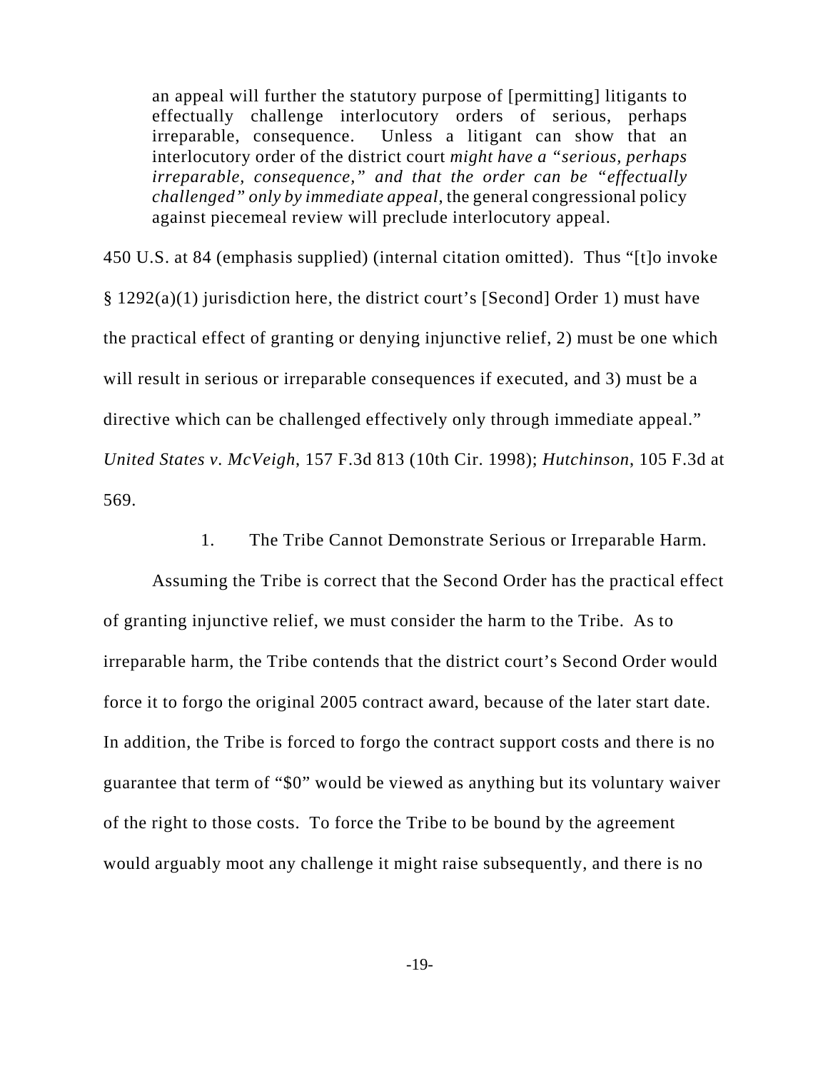> an appeal will further the statutory purpose of [permitting] litigants to effectually challenge interlocutory orders of serious, perhaps irreparable, consequence. Unless a litigant can show that an interlocutory order of the district court *might have a "serious, perhaps irreparable, consequence," and that the order can be "effectually challenged" only by immediate appeal*, the general congressional policy against piecemeal review will preclude interlocutory appeal.

450 U.S. at 84 (emphasis supplied) (internal citation omitted). Thus "[t]o invoke § 1292(a)(1) jurisdiction here, the district court's [Second] Order 1) must have the practical effect of granting or denying injunctive relief, 2) must be one which will result in serious or irreparable consequences if executed, and 3) must be a directive which can be challenged effectively only through immediate appeal." *United States v. McVeigh*, 157 F.3d 813 (10th Cir. 1998); *Hutchinson*, 105 F.3d at 569.

1. The Tribe Cannot Demonstrate Serious or Irreparable Harm.

Assuming the Tribe is correct that the Second Order has the practical effect of granting injunctive relief, we must consider the harm to the Tribe. As to irreparable harm, the Tribe contends that the district court's Second Order would force it to forgo the original 2005 contract award, because of the later start date. In addition, the Tribe is forced to forgo the contract support costs and there is no guarantee that term of "$0" would be viewed as anything but its voluntary waiver of the right to those costs. To force the Tribe to be bound by the agreement would arguably moot any challenge it might raise subsequently, and there is no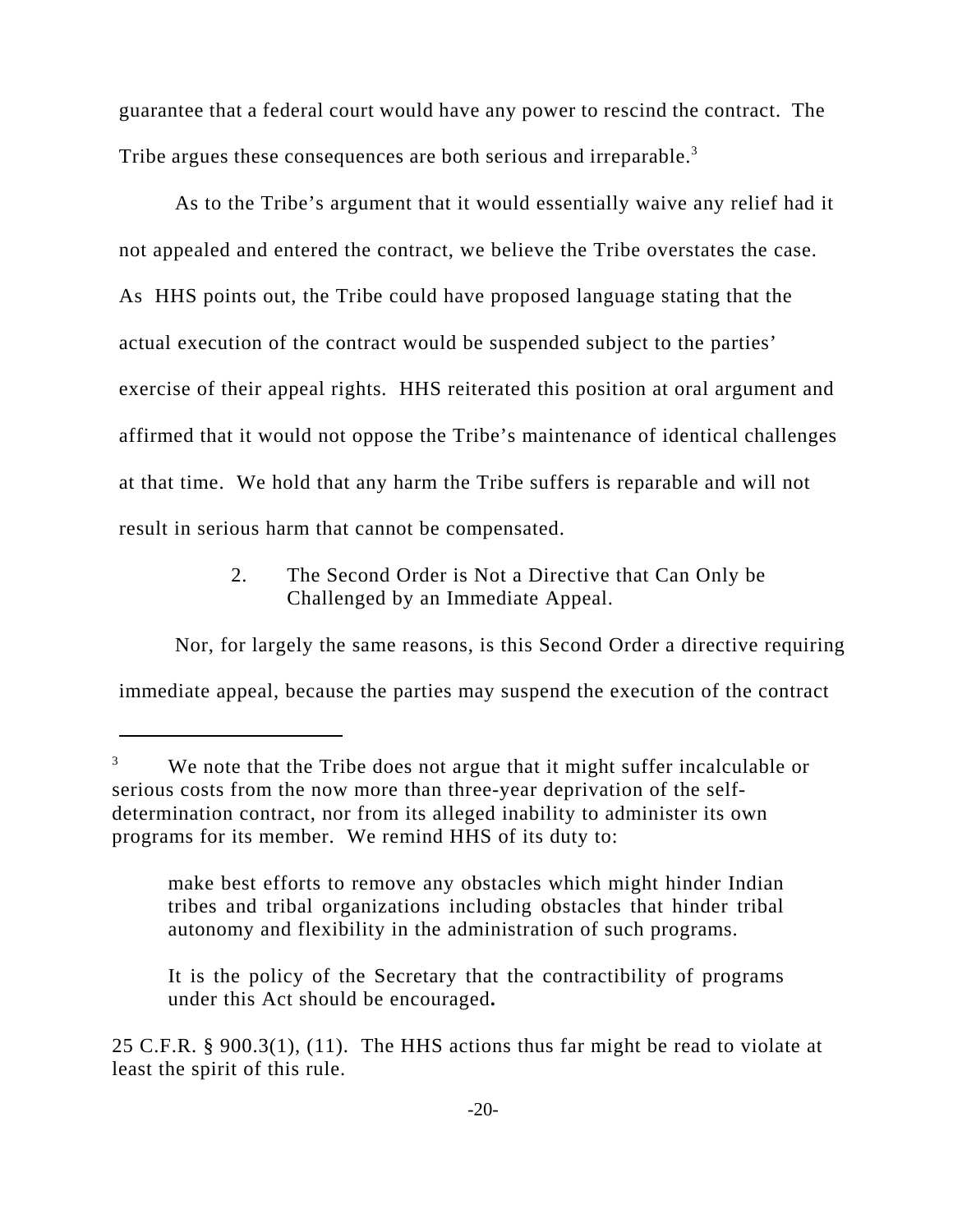guarantee that a federal court would have any power to rescind the contract. The Tribe argues these consequences are both serious and irreparable.[3]

As to the Tribe's argument that it would essentially waive any relief had it not appealed and entered the contract, we believe the Tribe overstates the case. As HHS points out, the Tribe could have proposed language stating that the actual execution of the contract would be suspended subject to the parties' exercise of their appeal rights. HHS reiterated this position at oral argument and affirmed that it would not oppose the Tribe's maintenance of identical challenges at that time. We hold that any harm the Tribe suffers is reparable and will not result in serious harm that cannot be compensated.

2. The Second Order is Not a Directive that Can Only be Challenged by an Immediate Appeal.

Nor, for largely the same reasons, is this Second Order a directive requiring immediate appeal, because the parties may suspend the execution of the contract

---

[3] We note that the Tribe does not argue that it might suffer incalculable or serious costs from the now more than three-year deprivation of the self-determination contract, nor from its alleged inability to administer its own programs for its member. We remind HHS of its duty to:

> make best efforts to remove any obstacles which might hinder Indian tribes and tribal organizations including obstacles that hinder tribal autonomy and flexibility in the administration of such programs.
>
> It is the policy of the Secretary that the contractibility of programs under this Act should be encouraged**.**

25 C.F.R. § 900.3(1), (11). The HHS actions thus far might be read to violate at least the spirit of this rule.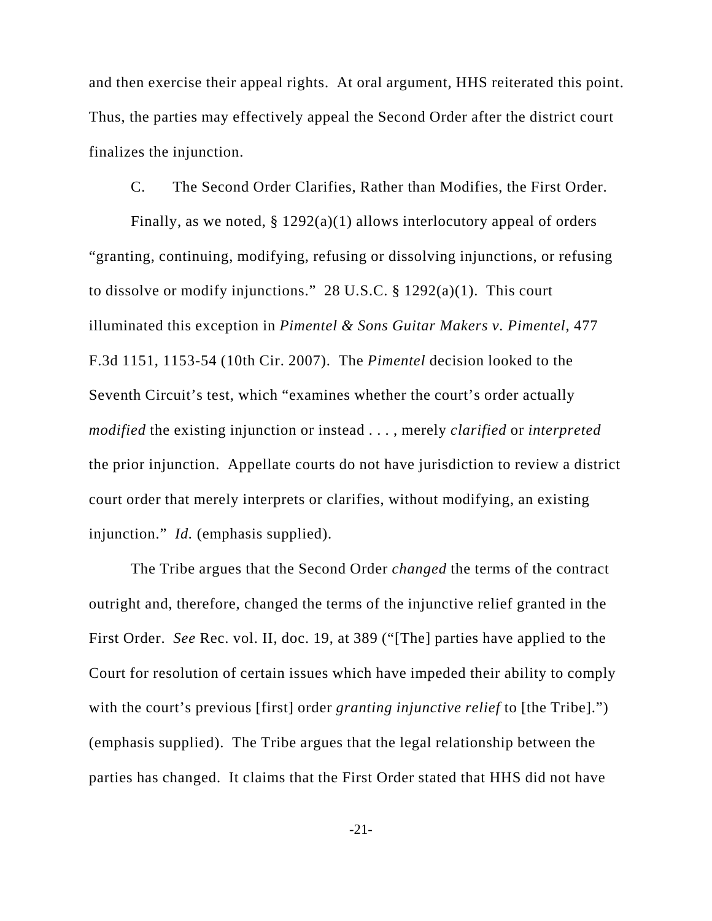and then exercise their appeal rights. At oral argument, HHS reiterated this point. Thus, the parties may effectively appeal the Second Order after the district court finalizes the injunction.

### C. The Second Order Clarifies, Rather than Modifies, the First Order.

Finally, as we noted, § 1292(a)(1) allows interlocutory appeal of orders "granting, continuing, modifying, refusing or dissolving injunctions, or refusing to dissolve or modify injunctions." 28 U.S.C. § 1292(a)(1). This court illuminated this exception in *Pimentel & Sons Guitar Makers v. Pimentel*, 477 F.3d 1151, 1153-54 (10th Cir. 2007). The *Pimentel* decision looked to the Seventh Circuit's test, which "examines whether the court's order actually *modified* the existing injunction or instead . . . , merely *clarified* or *interpreted* the prior injunction. Appellate courts do not have jurisdiction to review a district court order that merely interprets or clarifies, without modifying, an existing injunction." *Id.* (emphasis supplied).

The Tribe argues that the Second Order *changed* the terms of the contract outright and, therefore, changed the terms of the injunctive relief granted in the First Order. *See* Rec. vol. II, doc. 19, at 389 ("[The] parties have applied to the Court for resolution of certain issues which have impeded their ability to comply with the court's previous [first] order *granting injunctive relief* to [the Tribe].") (emphasis supplied). The Tribe argues that the legal relationship between the parties has changed. It claims that the First Order stated that HHS did not have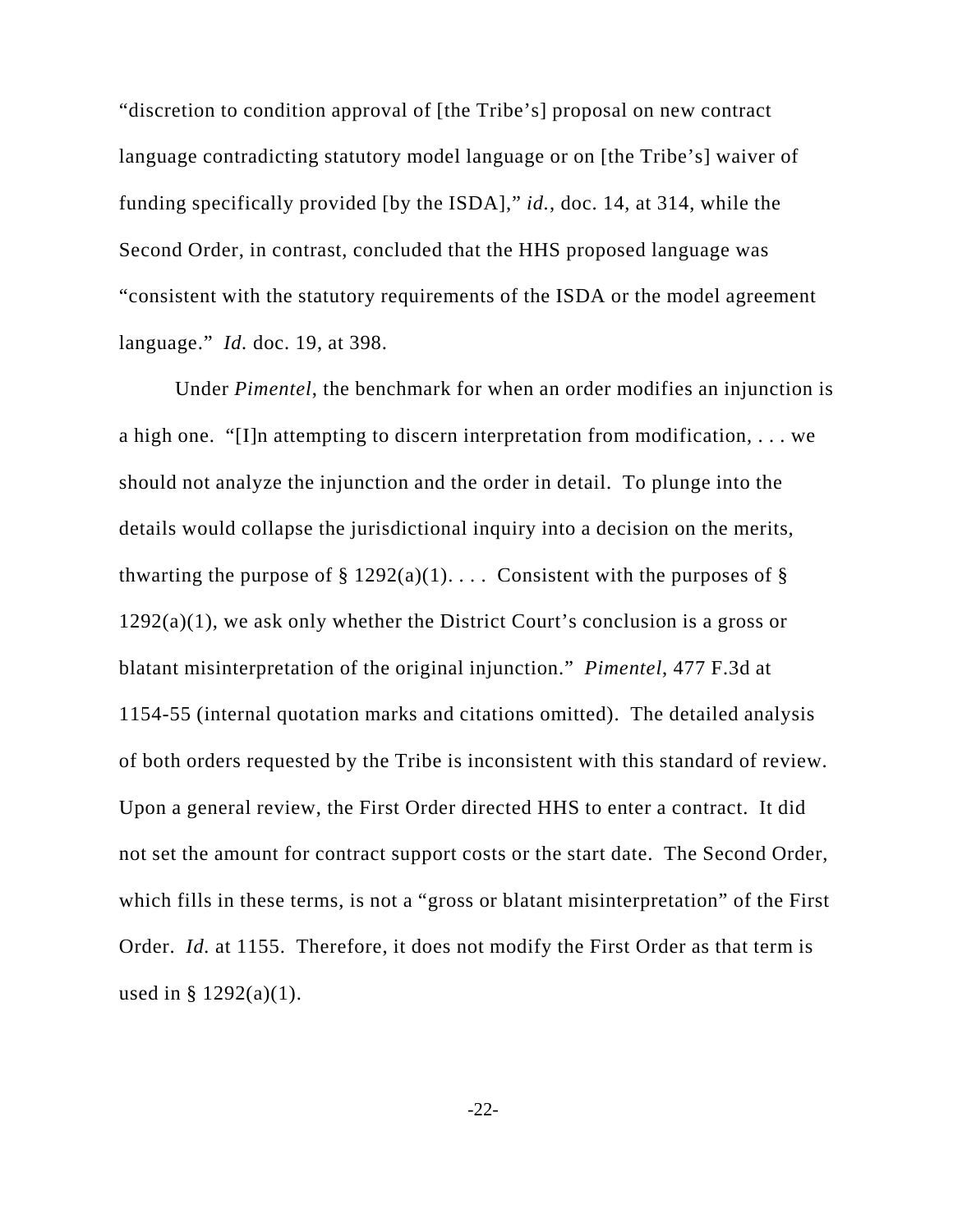"discretion to condition approval of [the Tribe's] proposal on new contract language contradicting statutory model language or on [the Tribe's] waiver of funding specifically provided [by the ISDA]," *id.*, doc. 14, at 314, while the Second Order, in contrast, concluded that the HHS proposed language was "consistent with the statutory requirements of the ISDA or the model agreement language." *Id.* doc. 19, at 398.

Under *Pimentel*, the benchmark for when an order modifies an injunction is a high one. "[I]n attempting to discern interpretation from modification, . . . we should not analyze the injunction and the order in detail. To plunge into the details would collapse the jurisdictional inquiry into a decision on the merits, thwarting the purpose of § 1292(a)(1). . . . Consistent with the purposes of § 1292(a)(1), we ask only whether the District Court's conclusion is a gross or blatant misinterpretation of the original injunction." *Pimentel*, 477 F.3d at 1154-55 (internal quotation marks and citations omitted). The detailed analysis of both orders requested by the Tribe is inconsistent with this standard of review. Upon a general review, the First Order directed HHS to enter a contract. It did not set the amount for contract support costs or the start date. The Second Order, which fills in these terms, is not a "gross or blatant misinterpretation" of the First Order. *Id.* at 1155. Therefore, it does not modify the First Order as that term is used in § 1292(a)(1).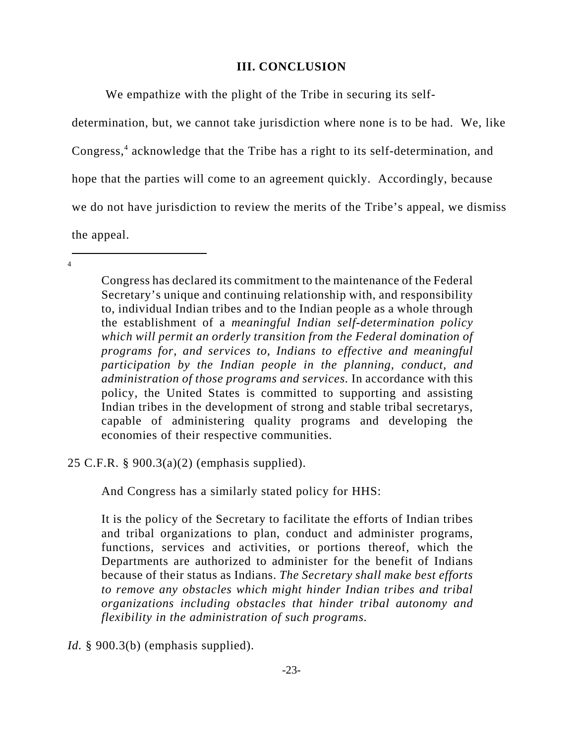## III. CONCLUSION

We empathize with the plight of the Tribe in securing its self-determination, but, we cannot take jurisdiction where none is to be had. We, like Congress,[4] acknowledge that the Tribe has a right to its self-determination, and hope that the parties will come to an agreement quickly. Accordingly, because we do not have jurisdiction to review the merits of the Tribe's appeal, we dismiss the appeal.

---

[4]

> Congress has declared its commitment to the maintenance of the Federal Secretary's unique and continuing relationship with, and responsibility to, individual Indian tribes and to the Indian people as a whole through the establishment of a *meaningful Indian self-determination policy which will permit an orderly transition from the Federal domination of programs for, and services to, Indians to effective and meaningful participation by the Indian people in the planning, conduct, and administration of those programs and services.* In accordance with this policy, the United States is committed to supporting and assisting Indian tribes in the development of strong and stable tribal secretarys, capable of administering quality programs and developing the economies of their respective communities.

25 C.F.R. § 900.3(a)(2) (emphasis supplied).

And Congress has a similarly stated policy for HHS:

> It is the policy of the Secretary to facilitate the efforts of Indian tribes and tribal organizations to plan, conduct and administer programs, functions, services and activities, or portions thereof, which the Departments are authorized to administer for the benefit of Indians because of their status as Indians. *The Secretary shall make best efforts to remove any obstacles which might hinder Indian tribes and tribal organizations including obstacles that hinder tribal autonomy and flexibility in the administration of such programs.*

*Id.* § 900.3(b) (emphasis supplied).